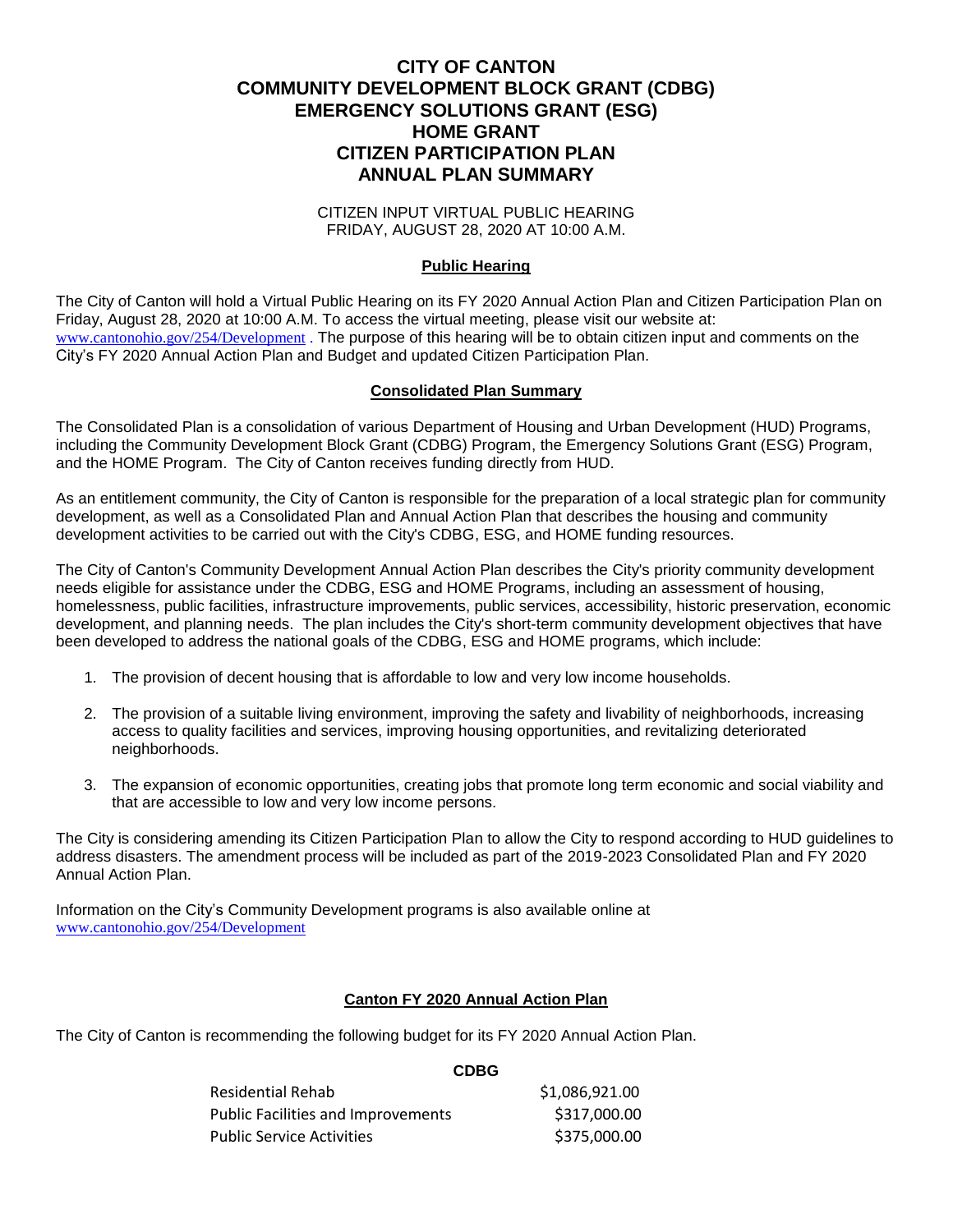# CITY OF CANTON
# COMMUNITY DEVELOPMENT BLOCK GRANT (CDBG)
# EMERGENCY SOLUTIONS GRANT (ESG)
# HOME GRANT
# CITIZEN PARTICIPATION PLAN
# ANNUAL PLAN SUMMARY

CITIZEN INPUT VIRTUAL PUBLIC HEARING
FRIDAY, AUGUST 28, 2020 AT 10:00 A.M.

## Public Hearing

The City of Canton will hold a Virtual Public Hearing on its FY 2020 Annual Action Plan and Citizen Participation Plan on Friday, August 28, 2020 at 10:00 A.M. To access the virtual meeting, please visit our website at: www.cantonohio.gov/254/Development . The purpose of this hearing will be to obtain citizen input and comments on the City's FY 2020 Annual Action Plan and Budget and updated Citizen Participation Plan.

## Consolidated Plan Summary

The Consolidated Plan is a consolidation of various Department of Housing and Urban Development (HUD) Programs, including the Community Development Block Grant (CDBG) Program, the Emergency Solutions Grant (ESG) Program, and the HOME Program. The City of Canton receives funding directly from HUD.

As an entitlement community, the City of Canton is responsible for the preparation of a local strategic plan for community development, as well as a Consolidated Plan and Annual Action Plan that describes the housing and community development activities to be carried out with the City's CDBG, ESG, and HOME funding resources.

The City of Canton's Community Development Annual Action Plan describes the City's priority community development needs eligible for assistance under the CDBG, ESG and HOME Programs, including an assessment of housing, homelessness, public facilities, infrastructure improvements, public services, accessibility, historic preservation, economic development, and planning needs. The plan includes the City's short-term community development objectives that have been developed to address the national goals of the CDBG, ESG and HOME programs, which include:

1. The provision of decent housing that is affordable to low and very low income households.
2. The provision of a suitable living environment, improving the safety and livability of neighborhoods, increasing access to quality facilities and services, improving housing opportunities, and revitalizing deteriorated neighborhoods.
3. The expansion of economic opportunities, creating jobs that promote long term economic and social viability and that are accessible to low and very low income persons.

The City is considering amending its Citizen Participation Plan to allow the City to respond according to HUD guidelines to address disasters. The amendment process will be included as part of the 2019-2023 Consolidated Plan and FY 2020 Annual Action Plan.

Information on the City's Community Development programs is also available online at www.cantonohio.gov/254/Development

## Canton FY 2020 Annual Action Plan

The City of Canton is recommending the following budget for its FY 2020 Annual Action Plan.

**CDBG**

| | |
|---|---|
| Residential Rehab | $1,086,921.00 |
| Public Facilities and Improvements | $317,000.00 |
| Public Service Activities | $375,000.00 |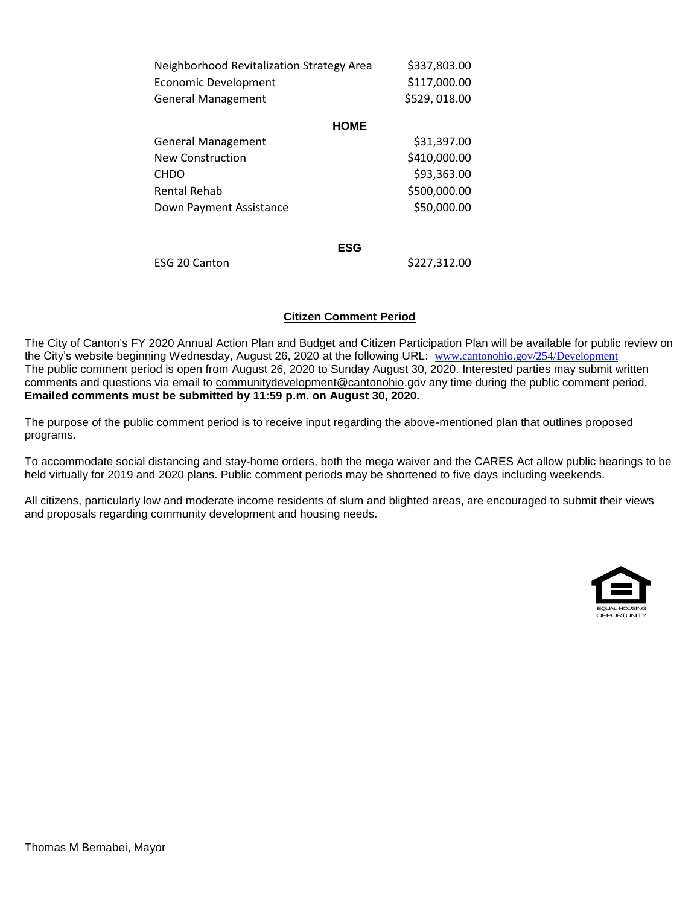| | |
|---|---|
| Neighborhood Revitalization Strategy Area | $337,803.00 |
| Economic Development | $117,000.00 |
| General Management | $529, 018.00 |
| **HOME** | |
| General Management | $31,397.00 |
| New Construction | $410,000.00 |
| CHDO | $93,363.00 |
| Rental Rehab | $500,000.00 |
| Down Payment Assistance | $50,000.00 |
| **ESG** | |
| ESG 20 Canton | $227,312.00 |

## Citizen Comment Period

The City of Canton's FY 2020 Annual Action Plan and Budget and Citizen Participation Plan will be available for public review on the City's website beginning Wednesday, August 26, 2020 at the following URL: www.cantonohio.gov/254/Development The public comment period is open from August 26, 2020 to Sunday August 30, 2020. Interested parties may submit written comments and questions via email to communitydevelopment@cantonohio.gov any time during the public comment period. **Emailed comments must be submitted by 11:59 p.m. on August 30, 2020.**

The purpose of the public comment period is to receive input regarding the above-mentioned plan that outlines proposed programs.

To accommodate social distancing and stay-home orders, both the mega waiver and the CARES Act allow public hearings to be held virtually for 2019 and 2020 plans. Public comment periods may be shortened to five days including weekends.

All citizens, particularly low and moderate income residents of slum and blighted areas, are encouraged to submit their views and proposals regarding community development and housing needs.

EQUAL HOUSING OPPORTUNITY

Thomas M Bernabei, Mayor